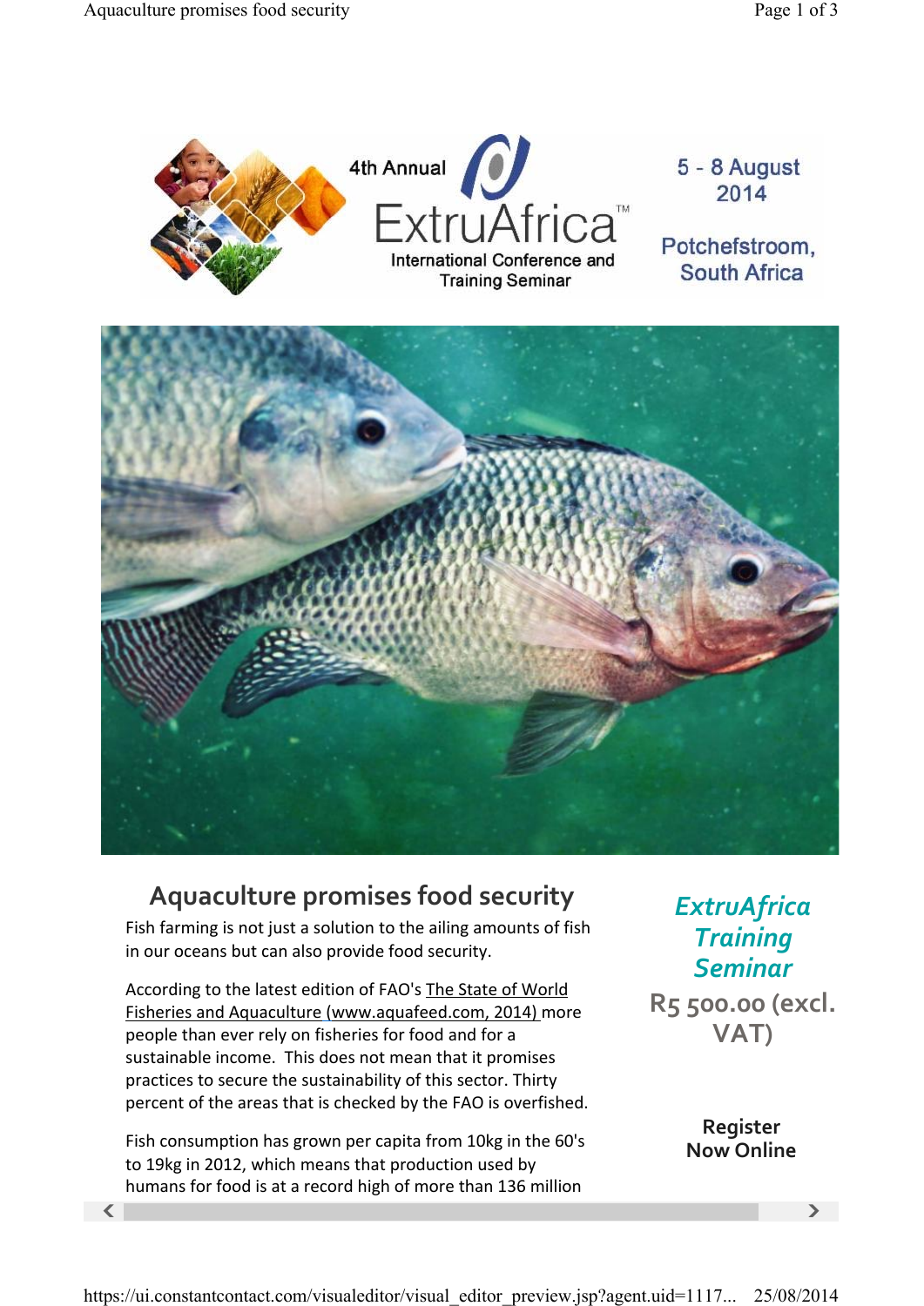4th Annual ExtruAfrica™ International Conference and Training Seminar

5 - 8 August 2014

Potchefstroom, South Africa

# Aquaculture promises food security

Fish farming is not just a solution to the ailing amounts of fish in our oceans but can also provide food security.

According to the latest edition of FAO's The State of World Fisheries and Aquaculture (www.aquafeed.com, 2014) more people than ever rely on fisheries for food and for a sustainable income. This does not mean that it promises practices to secure the sustainability of this sector. Thirty percent of the areas that is checked by the FAO is overfished.

Fish consumption has grown per capita from 10kg in the 60's to 19kg in 2012, which means that production used by humans for food is at a record high of more than 136 million

*ExtruAfrica Training Seminar*

**R5 500.00 (excl. VAT)**

**Register Now Online**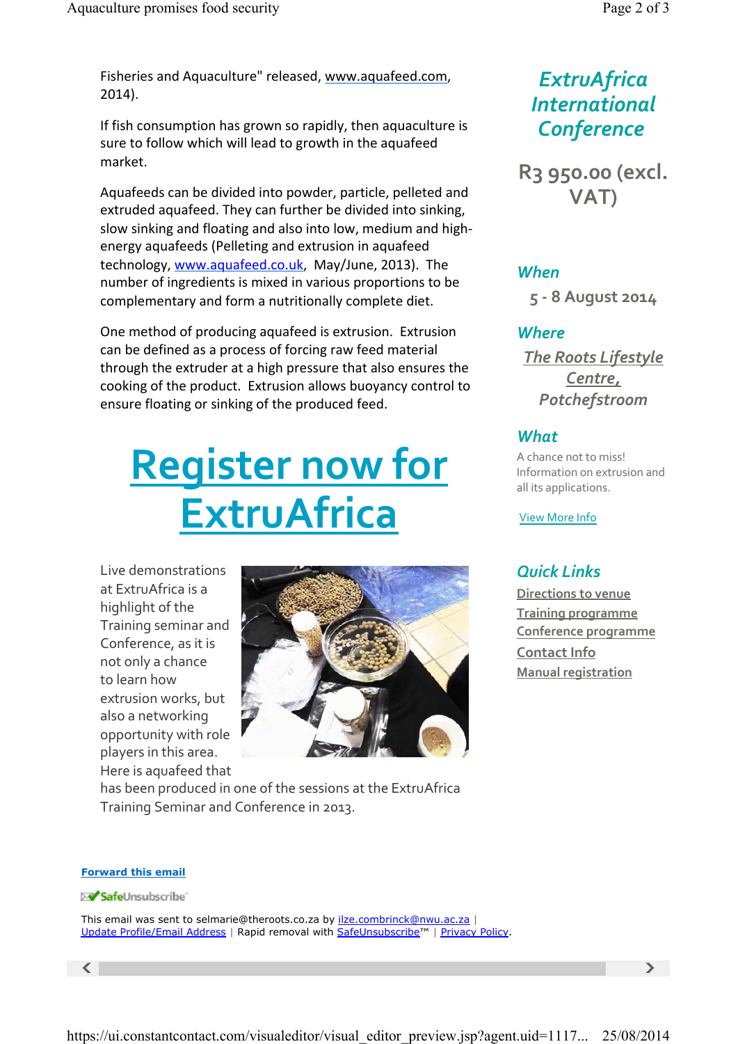Fisheries and Aquaculture" released, www.aquafeed.com, 2014).

If fish consumption has grown so rapidly, then aquaculture is sure to follow which will lead to growth in the aquafeed market.

Aquafeeds can be divided into powder, particle, pelleted and extruded aquafeed. They can further be divided into sinking, slow sinking and floating and also into low, medium and high-energy aquafeeds (Pelleting and extrusion in aquafeed technology, www.aquafeed.co.uk, May/June, 2013). The number of ingredients is mixed in various proportions to be complementary and form a nutritionally complete diet.

One method of producing aquafeed is extrusion. Extrusion can be defined as a process of forcing raw feed material through the extruder at a high pressure that also ensures the cooking of the product. Extrusion allows buoyancy control to ensure floating or sinking of the produced feed.

# Register now for ExtruAfrica

Live demonstrations at ExtruAfrica is a highlight of the Training seminar and Conference, as it is not only a chance to learn how extrusion works, but also a networking opportunity with role players in this area. Here is aquafeed that has been produced in one of the sessions at the ExtruAfrica Training Seminar and Conference in 2013.

## *ExtruAfrica International Conference*

**R3 950.00 (excl. VAT)**

### *When*

5 - 8 August 2014

### *Where*

*The Roots Lifestyle Centre, Potchefstroom*

### *What*

A chance not to miss! Information on extrusion and all its applications.

View More Info

### *Quick Links*

- Directions to venue
- Training programme
- Conference programme
- Contact Info
- Manual registration

**Forward this email**

SafeUnsubscribe

This email was sent to selmarie@theroots.co.za by ilze.combrinck@nwu.ac.za | Update Profile/Email Address | Rapid removal with SafeUnsubscribe™ | Privacy Policy.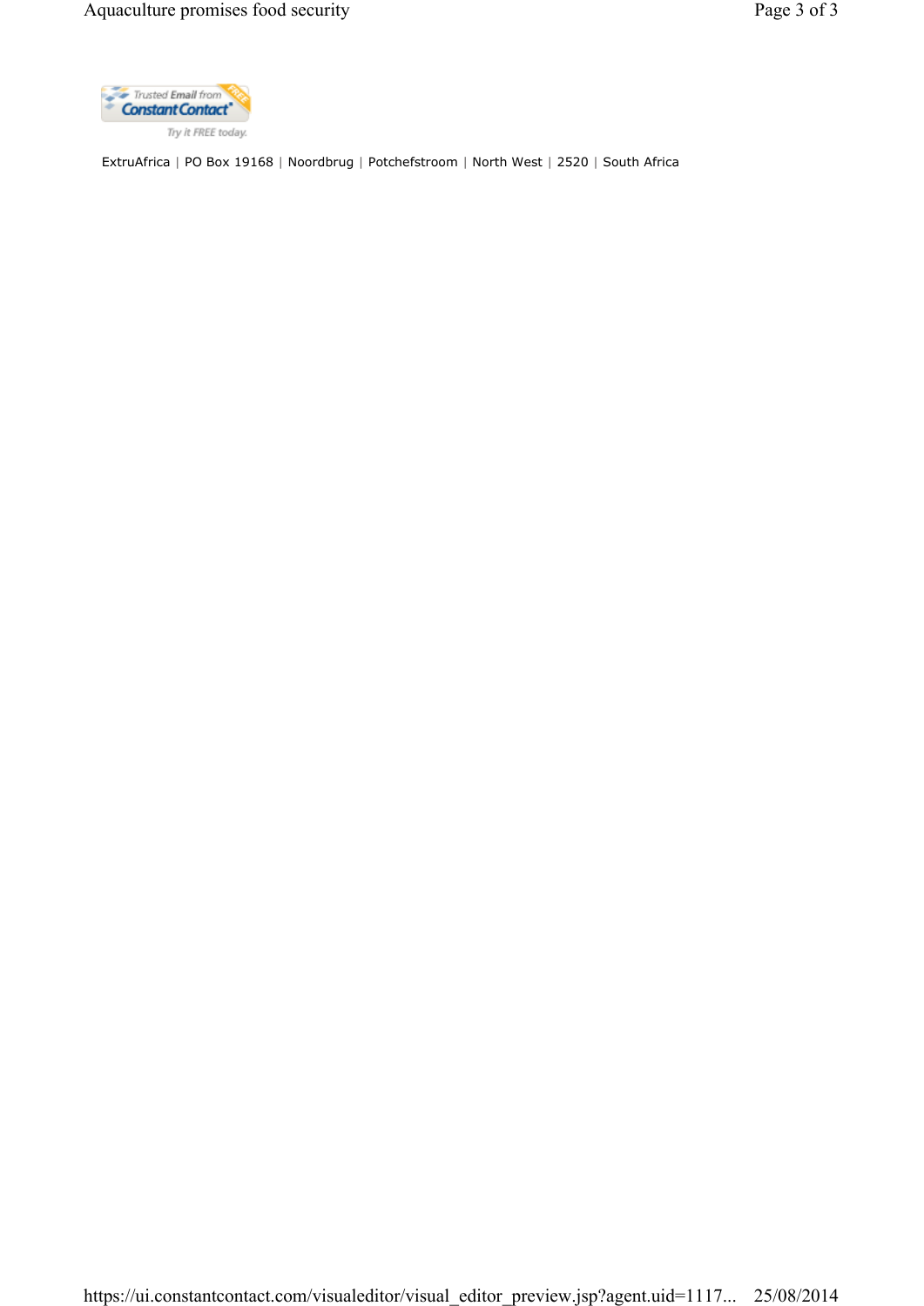Trusted Email from Constant Contact

Try it FREE today.

ExtruAfrica | PO Box 19168 | Noordbrug | Potchefstroom | North West | 2520 | South Africa